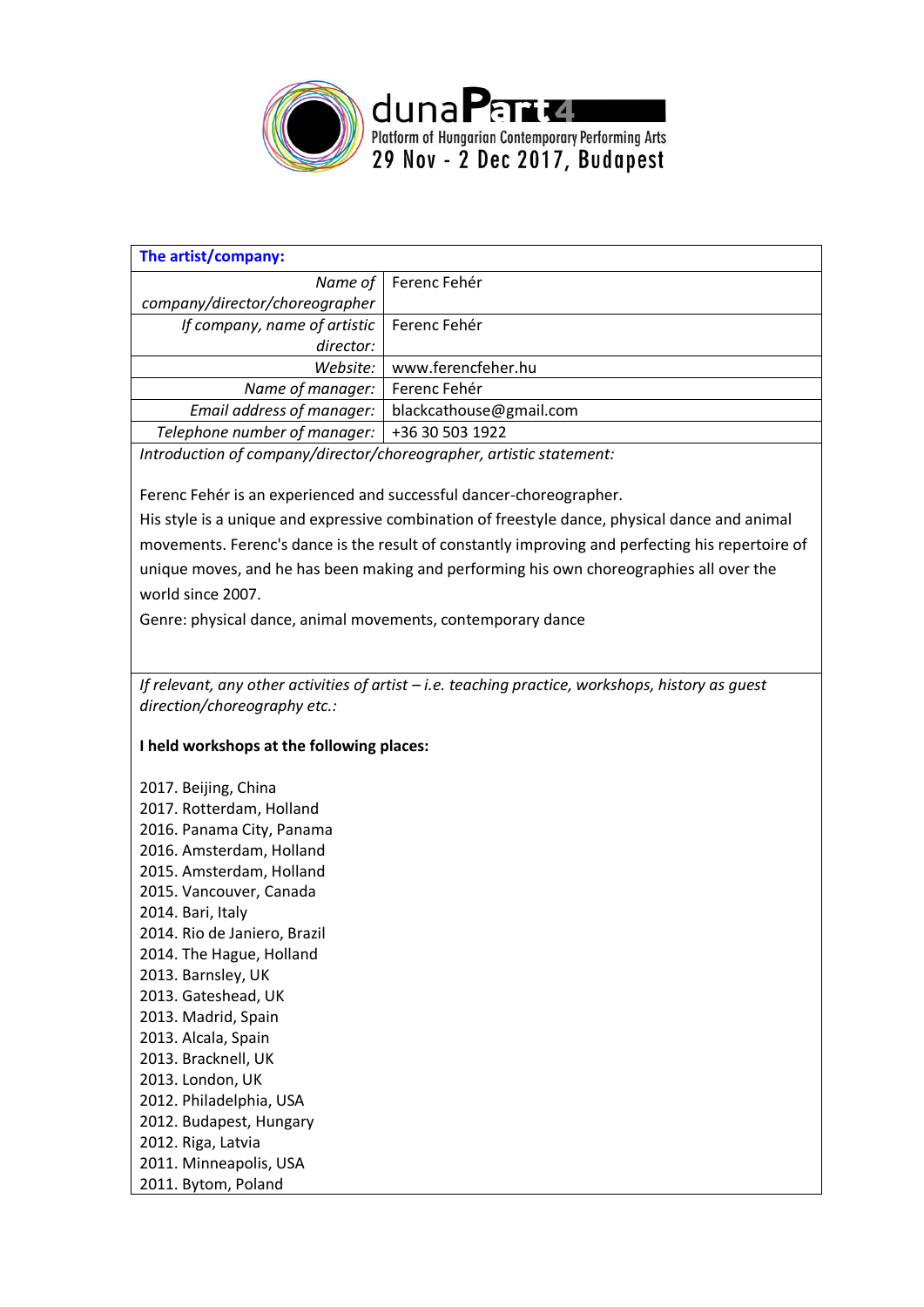duna**Part4**
Platform of Hungarian Contemporary Performing Arts
29 Nov - 2 Dec 2017, Budapest

| **The artist/company:** | |
|---|---|
| *Name of company/director/choreographer* | Ferenc Fehér |
| *If company, name of artistic director:* | Ferenc Fehér |
| *Website:* | www.ferencfeher.hu |
| *Name of manager:* | Ferenc Fehér |
| *Email address of manager:* | blackcathouse@gmail.com |
| *Telephone number of manager:* | +36 30 503 1922 |

*Introduction of company/director/choreographer, artistic statement:*

Ferenc Fehér is an experienced and successful dancer-choreographer.
His style is a unique and expressive combination of freestyle dance, physical dance and animal movements. Ferenc's dance is the result of constantly improving and perfecting his repertoire of unique moves, and he has been making and performing his own choreographies all over the world since 2007.
Genre: physical dance, animal movements, contemporary dance

*If relevant, any other activities of artist – i.e. teaching practice, workshops, history as guest direction/choreography etc.:*

**I held workshops at the following places:**

2017. Beijing, China
2017. Rotterdam, Holland
2016. Panama City, Panama
2016. Amsterdam, Holland
2015. Amsterdam, Holland
2015. Vancouver, Canada
2014. Bari, Italy
2014. Rio de Janiero, Brazil
2014. The Hague, Holland
2013. Barnsley, UK
2013. Gateshead, UK
2013. Madrid, Spain
2013. Alcala, Spain
2013. Bracknell, UK
2013. London, UK
2012. Philadelphia, USA
2012. Budapest, Hungary
2012. Riga, Latvia
2011. Minneapolis, USA
2011. Bytom, Poland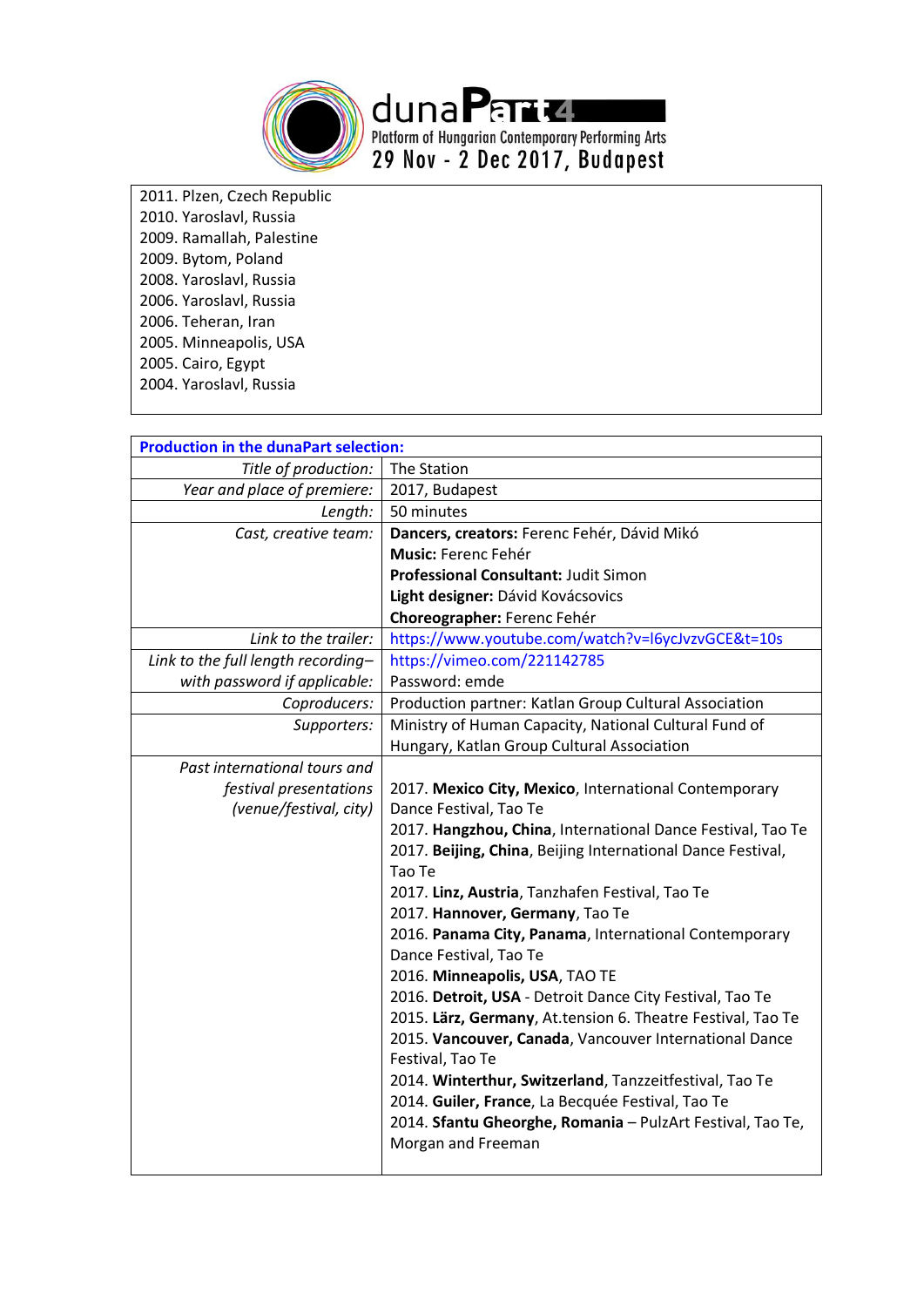2011. Plzen, Czech Republic
2010. Yaroslavl, Russia
2009. Ramallah, Palestine
2009. Bytom, Poland
2008. Yaroslavl, Russia
2006. Yaroslavl, Russia
2006. Teheran, Iran
2005. Minneapolis, USA
2005. Cairo, Egypt
2004. Yaroslavl, Russia

| **Production in the dunaPart selection:** | |
|---|---|
| *Title of production:* | The Station |
| *Year and place of premiere:* | 2017, Budapest |
| *Length:* | 50 minutes |
| *Cast, creative team:* | **Dancers, creators:** Ferenc Fehér, Dávid Mikó<br>**Music:** Ferenc Fehér<br>**Professional Consultant:** Judit Simon<br>**Light designer:** Dávid Kovácsovics<br>**Choreographer:** Ferenc Fehér |
| *Link to the trailer:* | https://www.youtube.com/watch?v=l6ycJvzvGCE&t=10s |
| *Link to the full length recording– with password if applicable:* | https://vimeo.com/221142785<br>Password: emde |
| *Coproducers:* | Production partner: Katlan Group Cultural Association |
| *Supporters:* | Ministry of Human Capacity, National Cultural Fund of Hungary, Katlan Group Cultural Association |
| *Past international tours and festival presentations (venue/festival, city)* | 2017. **Mexico City, Mexico**, International Contemporary Dance Festival, Tao Te<br>2017. **Hangzhou, China**, International Dance Festival, Tao Te<br>2017. **Beijing, China**, Beijing International Dance Festival, Tao Te<br>2017. **Linz, Austria**, Tanzhafen Festival, Tao Te<br>2017. **Hannover, Germany**, Tao Te<br>2016. **Panama City, Panama**, International Contemporary Dance Festival, Tao Te<br>2016. **Minneapolis, USA**, TAO TE<br>2016. **Detroit, USA** - Detroit Dance City Festival, Tao Te<br>2015. **Lärz, Germany**, At.tension 6. Theatre Festival, Tao Te<br>2015. **Vancouver, Canada**, Vancouver International Dance Festival, Tao Te<br>2014. **Winterthur, Switzerland**, Tanzzeitfestival, Tao Te<br>2014. **Guiler, France**, La Becquée Festival, Tao Te<br>2014. **Sfantu Gheorghe, Romania** – PulzArt Festival, Tao Te, Morgan and Freeman |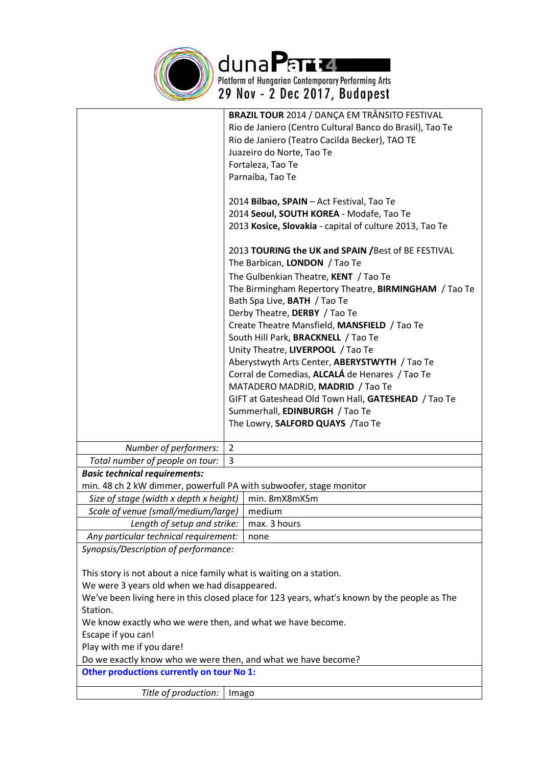| | |
|---|---|
| | **BRAZIL TOUR** 2014 / DANÇA EM TRÂNSITO FESTIVAL<br>Rio de Janiero (Centro Cultural Banco do Brasil), Tao Te<br>Rio de Janiero (Teatro Cacilda Becker), TAO TE<br>Juazeiro do Norte, Tao Te<br>Fortaleza, Tao Te<br>Parnaíba, Tao Te<br><br>2014 **Bilbao, SPAIN** – Act Festival, Tao Te<br>2014 **Seoul, SOUTH KOREA** - Modafe, Tao Te<br>2013 **Kosice, Slovakia** - capital of culture 2013, Tao Te<br><br>2013 **TOURING the UK and SPAIN /**Best of BE FESTIVAL<br>The Barbican, **LONDON** / Tao Te<br>The Gulbenkian Theatre, **KENT** / Tao Te<br>The Birmingham Repertory Theatre, **BIRMINGHAM** / Tao Te<br>Bath Spa Live, **BATH** / Tao Te<br>Derby Theatre, **DERBY** / Tao Te<br>Create Theatre Mansfield, **MANSFIELD** / Tao Te<br>South Hill Park, **BRACKNELL** / Tao Te<br>Unity Theatre, **LIVERPOOL** / Tao Te<br>Aberystwyth Arts Center, **ABERYSTWYTH** / Tao Te<br>Corral de Comedias, **ALCALÁ** de Henares / Tao Te<br>MATADERO MADRID, **MADRID** / Tao Te<br>GIFT at Gateshead Old Town Hall, **GATESHEAD** / Tao Te<br>Summerhall, **EDINBURGH** / Tao Te<br>The Lowry, **SALFORD QUAYS** /Tao Te |
| *Number of performers:* | 2 |
| *Total number of people on tour:* | 3 |

***Basic technical requirements:***
min. 48 ch 2 kW dimmer, powerfull PA with subwoofer, stage monitor

| | |
|---|---|
| *Size of stage (width x depth x height)* | min. 8mX8mX5m |
| *Scale of venue (small/medium/large)* | medium |
| *Length of setup and strike:* | max. 3 hours |
| *Any particular technical requirement:* | none |

*Synopsis/Description of performance:*

This story is not about a nice family what is waiting on a station.
We were 3 years old when we had disappeared.
We've been living here in this closed place for 123 years, what's known by the people as The Station.
We know exactly who we were then, and what we have become.
Escape if you can!
Play with me if you dare!
Do we exactly know who we were then, and what we have become?

**Other productions currently on tour No 1:**

| | |
|---|---|
| *Title of production:* | Imago |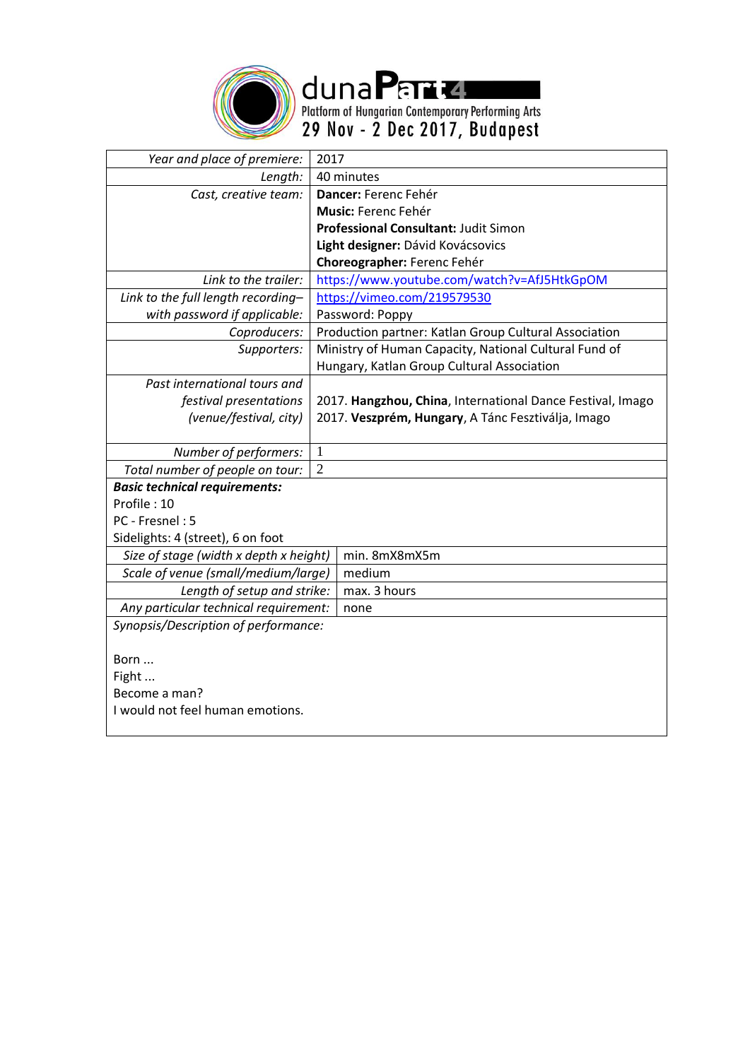duna**Part4**
Platform of Hungarian Contemporary Performing Arts
29 Nov - 2 Dec 2017, Budapest

| | |
|---|---|
| *Year and place of premiere:* | 2017 |
| *Length:* | 40 minutes |
| *Cast, creative team:* | **Dancer:** Ferenc Fehér<br>**Music:** Ferenc Fehér<br>**Professional Consultant:** Judit Simon<br>**Light designer:** Dávid Kovácsovics<br>**Choreographer:** Ferenc Fehér |
| *Link to the trailer:* | https://www.youtube.com/watch?v=AfJ5HtkGpOM |
| *Link to the full length recording– with password if applicable:* | https://vimeo.com/219579530<br>Password: Poppy |
| *Coproducers:* | Production partner: Katlan Group Cultural Association |
| *Supporters:* | Ministry of Human Capacity, National Cultural Fund of Hungary, Katlan Group Cultural Association |
| *Past international tours and festival presentations (venue/festival, city)* | 2017. **Hangzhou, China**, International Dance Festival, Imago<br>2017. **Veszprém, Hungary**, A Tánc Fesztiválja, Imago |
| *Number of performers:* | 1 |
| *Total number of people on tour:* | 2 |

***Basic technical requirements:***
Profile : 10
PC - Fresnel : 5
Sidelights: 4 (street), 6 on foot

| | |
|---|---|
| *Size of stage (width x depth x height)* | min. 8mX8mX5m |
| *Scale of venue (small/medium/large)* | medium |
| *Length of setup and strike:* | max. 3 hours |
| *Any particular technical requirement:* | none |

*Synopsis/Description of performance:*

Born ...
Fight ...
Become a man?
I would not feel human emotions.